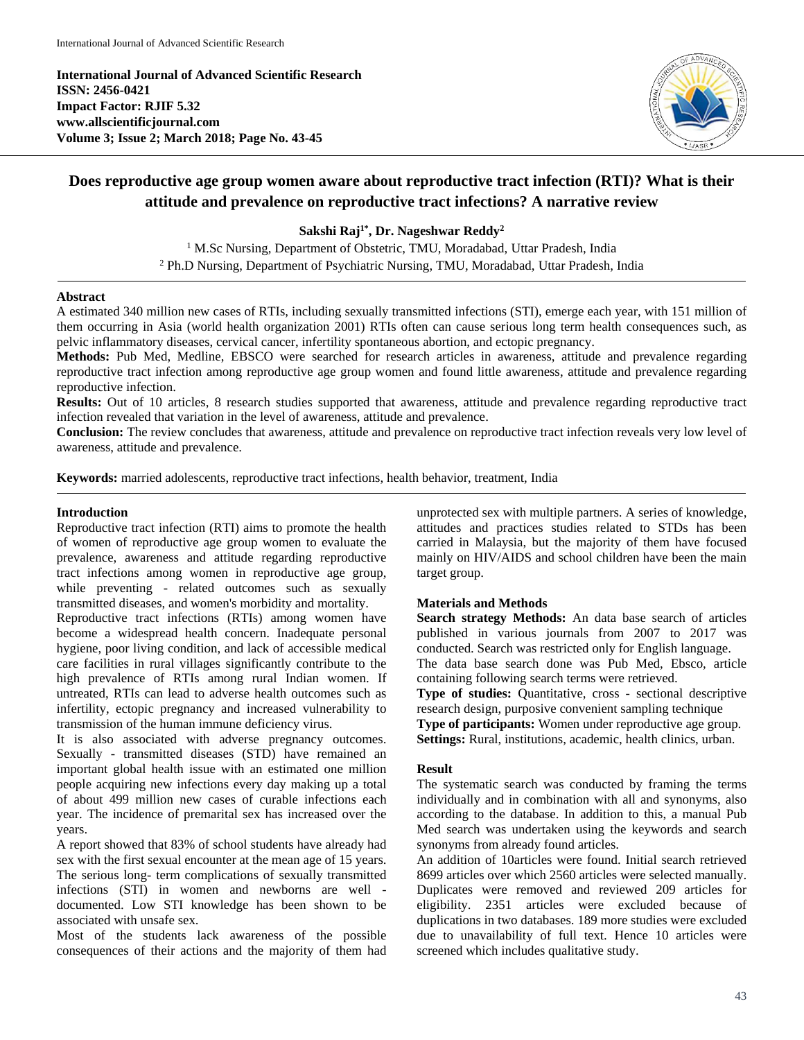# Does reproductive age group women aware about reproductive tract infection (RTI)? What is their attitude and prevalence on reproductive tract infections? A narrative review

**Sakshi Raj[1*], Dr. Nageshwar Reddy[2]**

[1] M.Sc Nursing, Department of Obstetric, TMU, Moradabad, Uttar Pradesh, India
[2] Ph.D Nursing, Department of Psychiatric Nursing, TMU, Moradabad, Uttar Pradesh, India

## Abstract

A estimated 340 million new cases of RTIs, including sexually transmitted infections (STI), emerge each year, with 151 million of them occurring in Asia (world health organization 2001) RTIs often can cause serious long term health consequences such, as pelvic inflammatory diseases, cervical cancer, infertility spontaneous abortion, and ectopic pregnancy.

**Methods:** Pub Med, Medline, EBSCO were searched for research articles in awareness, attitude and prevalence regarding reproductive tract infection among reproductive age group women and found little awareness, attitude and prevalence regarding reproductive infection.

**Results:** Out of 10 articles, 8 research studies supported that awareness, attitude and prevalence regarding reproductive tract infection revealed that variation in the level of awareness, attitude and prevalence.

**Conclusion:** The review concludes that awareness, attitude and prevalence on reproductive tract infection reveals very low level of awareness, attitude and prevalence.

**Keywords:** married adolescents, reproductive tract infections, health behavior, treatment, India

## Introduction

Reproductive tract infection (RTI) aims to promote the health of women of reproductive age group women to evaluate the prevalence, awareness and attitude regarding reproductive tract infections among women in reproductive age group, while preventing - related outcomes such as sexually transmitted diseases, and women's morbidity and mortality.

Reproductive tract infections (RTIs) among women have become a widespread health concern. Inadequate personal hygiene, poor living condition, and lack of accessible medical care facilities in rural villages significantly contribute to the high prevalence of RTIs among rural Indian women. If untreated, RTIs can lead to adverse health outcomes such as infertility, ectopic pregnancy and increased vulnerability to transmission of the human immune deficiency virus.

It is also associated with adverse pregnancy outcomes. Sexually - transmitted diseases (STD) have remained an important global health issue with an estimated one million people acquiring new infections every day making up a total of about 499 million new cases of curable infections each year. The incidence of premarital sex has increased over the years.

A report showed that 83% of school students have already had sex with the first sexual encounter at the mean age of 15 years. The serious long- term complications of sexually transmitted infections (STI) in women and newborns are well - documented. Low STI knowledge has been shown to be associated with unsafe sex.

Most of the students lack awareness of the possible consequences of their actions and the majority of them had unprotected sex with multiple partners. A series of knowledge, attitudes and practices studies related to STDs has been carried in Malaysia, but the majority of them have focused mainly on HIV/AIDS and school children have been the main target group.

## Materials and Methods

**Search strategy Methods:** An data base search of articles published in various journals from 2007 to 2017 was conducted. Search was restricted only for English language.

The data base search done was Pub Med, Ebsco, article containing following search terms were retrieved.

**Type of studies:** Quantitative, cross - sectional descriptive research design, purposive convenient sampling technique

**Type of participants:** Women under reproductive age group.

**Settings:** Rural, institutions, academic, health clinics, urban.

## Result

The systematic search was conducted by framing the terms individually and in combination with all and synonyms, also according to the database. In addition to this, a manual Pub Med search was undertaken using the keywords and search synonyms from already found articles.

An addition of 10articles were found. Initial search retrieved 8699 articles over which 2560 articles were selected manually. Duplicates were removed and reviewed 209 articles for eligibility. 2351 articles were excluded because of duplications in two databases. 189 more studies were excluded due to unavailability of full text. Hence 10 articles were screened which includes qualitative study.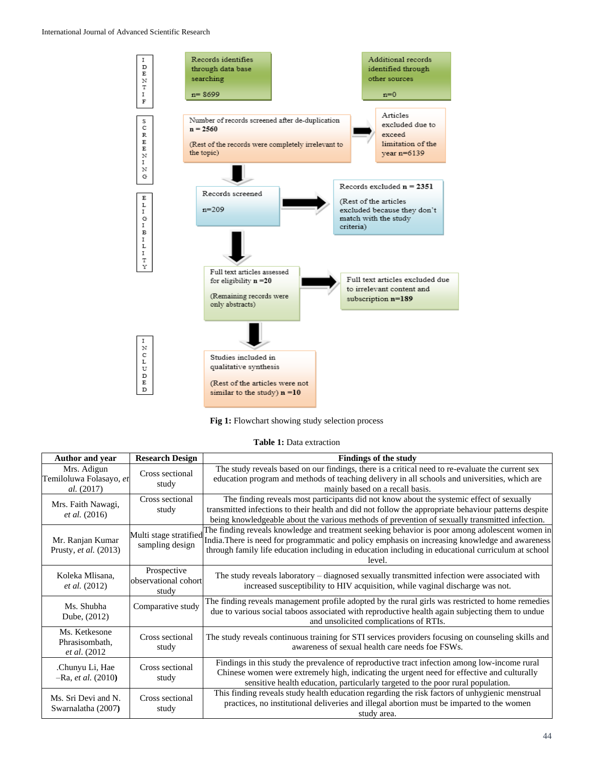**IDENTIF**

Records identifies through data base searching

n= 8699

Additional records identified through other sources

n=0

**SCREENING**

Number of records screened after de-duplication **n = 2560**

(Rest of the records were completely irrelevant to the topic)

Articles excluded due to exceed limitation of the year n=6139

**ELIGIBILITY**

Records screened

n=209

Records excluded **n = 2351**

(Rest of the articles excluded because they don't match with the study criteria)

Full text articles assessed for eligibility **n =20**

(Remaining records were only abstracts)

Full text articles excluded due to irrelevant content and subscription **n=189**

**INCLUDED**

Studies included in qualitative synthesis

(Rest of the articles were not similar to the study) **n =10**

**Fig 1:** Flowchart showing study selection process

**Table 1:** Data extraction

| Author and year | Research Design | Findings of the study |
|---|---|---|
| Mrs. Adigun Temiloluwa Folasayo, *et al.* (2017) | Cross sectional study | The study reveals based on our findings, there is a critical need to re-evaluate the current sex education program and methods of teaching delivery in all schools and universities, which are mainly based on a recall basis. |
| Mrs. Faith Nawagi, *et al.* (2016) | Cross sectional study | The finding reveals most participants did not know about the systemic effect of sexually transmitted infections to their health and did not follow the appropriate behaviour patterns despite being knowledgeable about the various methods of prevention of sexually transmitted infection. |
| Mr. Ranjan Kumar Prusty, *et al.* (2013) | Multi stage stratified sampling design | The finding reveals knowledge and treatment seeking behavior is poor among adolescent women in India.There is need for programmatic and policy emphasis on increasing knowledge and awareness through family life education including in education including in educational curriculum at school level. |
| Koleka Mlisana, *et al.* (2012) | Prospective observational cohort study | The study reveals laboratory – diagnosed sexually transmitted infection were associated with increased susceptibility to HIV acquisition, while vaginal discharge was not. |
| Ms. Shubha Dube, (2012) | Comparative study | The finding reveals management profile adopted by the rural girls was restricted to home remedies due to various social taboos associated with reproductive health again subjecting them to undue and unsolicited complications of RTIs. |
| Ms. Ketkesone Phrasisombath, *et al.* (2012 | Cross sectional study | The study reveals continuous training for STI services providers focusing on counseling skills and awareness of sexual health care needs foe FSWs. |
| .Chunyu Li, Hae –Ra, *et al.* (2010**)** | Cross sectional study | Findings in this study the prevalence of reproductive tract infection among low-income rural Chinese women were extremely high, indicating the urgent need for effective and culturally sensitive health education, particularly targeted to the poor rural population. |
| Ms. Sri Devi and N. Swarnalatha (2007**)** | Cross sectional study | This finding reveals study health education regarding the risk factors of unhygienic menstrual practices, no institutional deliveries and illegal abortion must be imparted to the women study area. |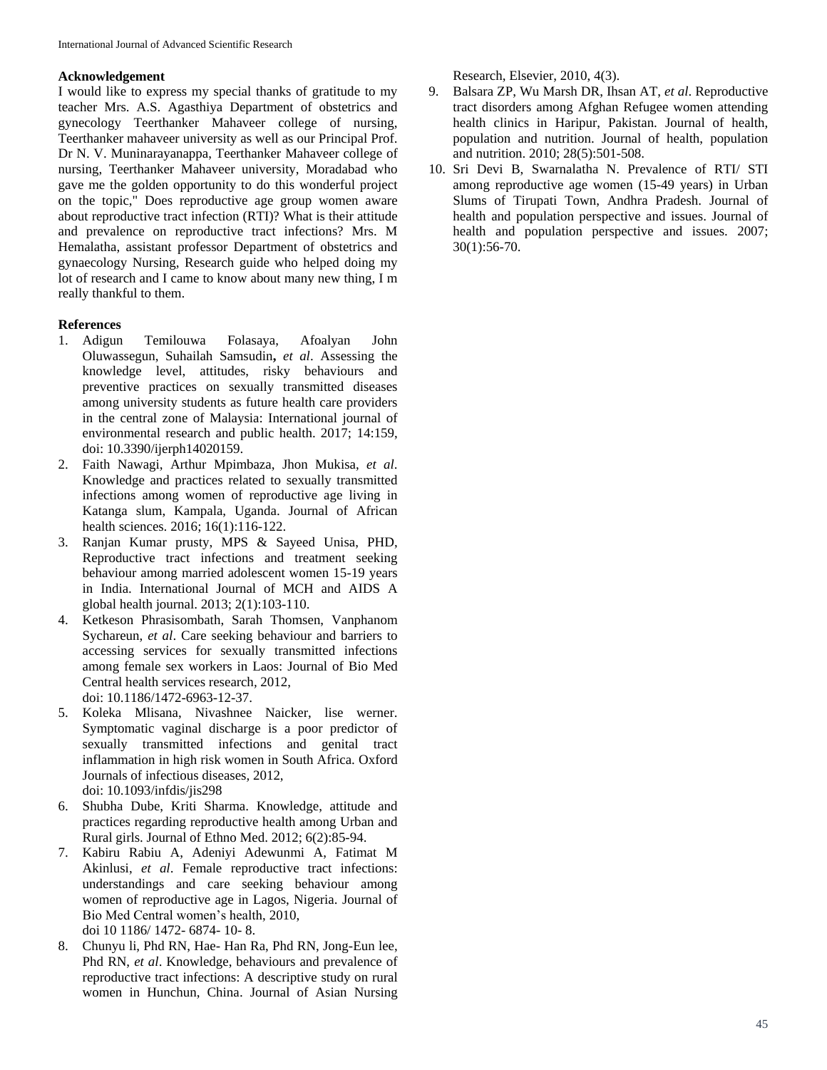## Acknowledgement

I would like to express my special thanks of gratitude to my teacher Mrs. A.S. Agasthiya Department of obstetrics and gynecology Teerthanker Mahaveer college of nursing, Teerthanker mahaveer university as well as our Principal Prof. Dr N. V. Muninarayanappa, Teerthanker Mahaveer college of nursing, Teerthanker Mahaveer university, Moradabad who gave me the golden opportunity to do this wonderful project on the topic," Does reproductive age group women aware about reproductive tract infection (RTI)? What is their attitude and prevalence on reproductive tract infections? Mrs. M Hemalatha, assistant professor Department of obstetrics and gynaecology Nursing, Research guide who helped doing my lot of research and I came to know about many new thing, I m really thankful to them.

## References

1. Adigun Temilouwa Folasaya, Afoalyan John Oluwassegun, Suhailah Samsudin**,** *et al*. Assessing the knowledge level, attitudes, risky behaviours and preventive practices on sexually transmitted diseases among university students as future health care providers in the central zone of Malaysia: International journal of environmental research and public health. 2017; 14:159, doi: 10.3390/ijerph14020159.
2. Faith Nawagi, Arthur Mpimbaza, Jhon Mukisa, *et al*. Knowledge and practices related to sexually transmitted infections among women of reproductive age living in Katanga slum, Kampala, Uganda. Journal of African health sciences. 2016; 16(1):116-122.
3. Ranjan Kumar prusty, MPS & Sayeed Unisa, PHD, Reproductive tract infections and treatment seeking behaviour among married adolescent women 15-19 years in India. International Journal of MCH and AIDS A global health journal. 2013; 2(1):103-110.
4. Ketkeson Phrasisombath, Sarah Thomsen, Vanphanom Sychareun, *et al*. Care seeking behaviour and barriers to accessing services for sexually transmitted infections among female sex workers in Laos: Journal of Bio Med Central health services research, 2012, doi: 10.1186/1472-6963-12-37.
5. Koleka Mlisana, Nivashnee Naicker, lise werner. Symptomatic vaginal discharge is a poor predictor of sexually transmitted infections and genital tract inflammation in high risk women in South Africa. Oxford Journals of infectious diseases, 2012, doi: 10.1093/infdis/jis298
6. Shubha Dube, Kriti Sharma. Knowledge, attitude and practices regarding reproductive health among Urban and Rural girls. Journal of Ethno Med. 2012; 6(2):85-94.
7. Kabiru Rabiu A, Adeniyi Adewunmi A, Fatimat M Akinlusi, *et al*. Female reproductive tract infections: understandings and care seeking behaviour among women of reproductive age in Lagos, Nigeria. Journal of Bio Med Central women's health, 2010, doi 10 1186/ 1472- 6874- 10- 8.
8. Chunyu li, Phd RN, Hae- Han Ra, Phd RN, Jong-Eun lee, Phd RN, *et al*. Knowledge, behaviours and prevalence of reproductive tract infections: A descriptive study on rural women in Hunchun, China. Journal of Asian Nursing Research, Elsevier, 2010, 4(3).
9. Balsara ZP, Wu Marsh DR, Ihsan AT, *et al*. Reproductive tract disorders among Afghan Refugee women attending health clinics in Haripur, Pakistan. Journal of health, population and nutrition. Journal of health, population and nutrition. 2010; 28(5):501-508.
10. Sri Devi B, Swarnalatha N. Prevalence of RTI/ STI among reproductive age women (15-49 years) in Urban Slums of Tirupati Town, Andhra Pradesh. Journal of health and population perspective and issues. Journal of health and population perspective and issues. 2007; 30(1):56-70.